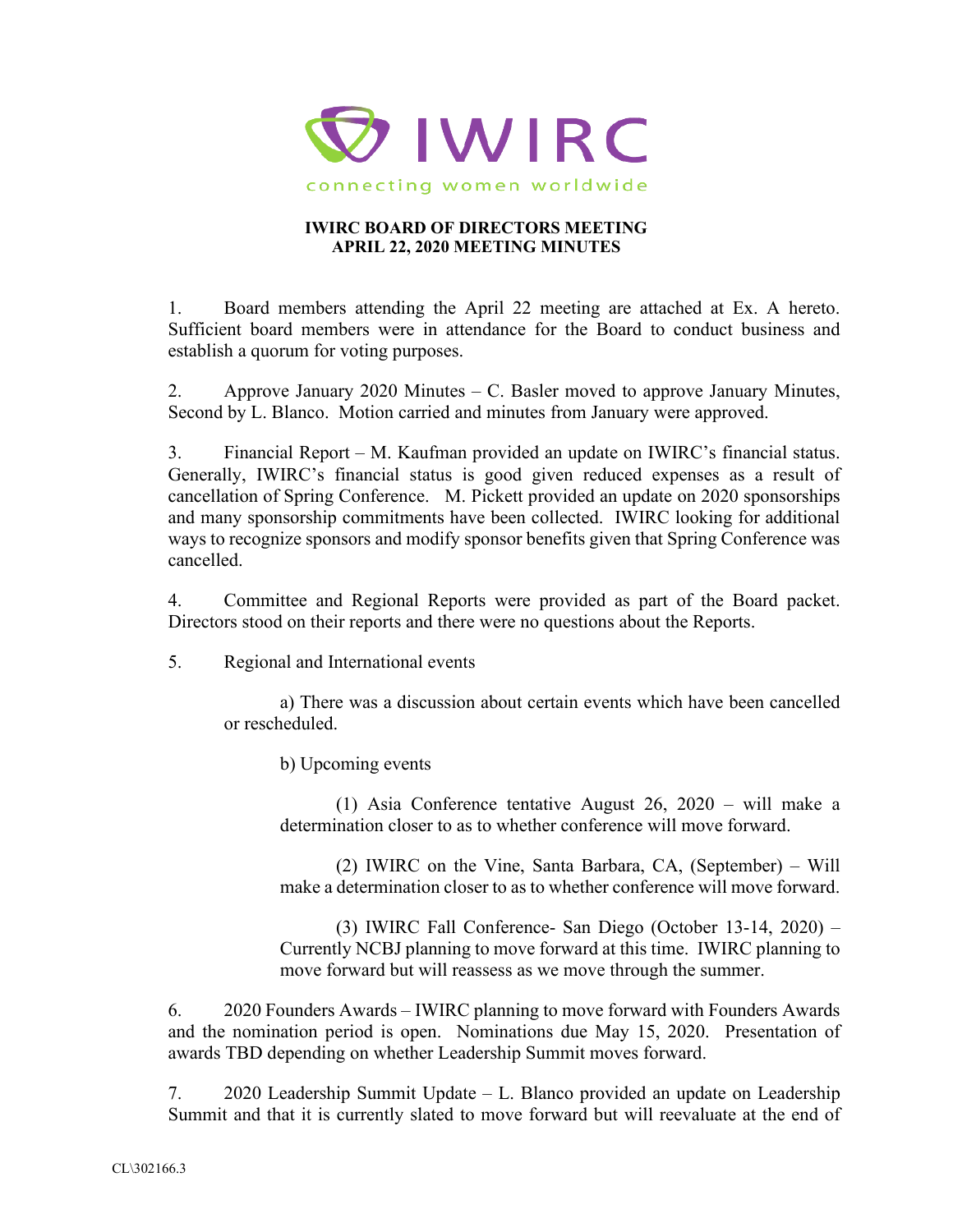IWIRC

connecting women worldwide

**IWIRC BOARD OF DIRECTORS MEETING**
**APRIL 22, 2020 MEETING MINUTES**

1. Board members attending the April 22 meeting are attached at Ex. A hereto. Sufficient board members were in attendance for the Board to conduct business and establish a quorum for voting purposes.

2. Approve January 2020 Minutes – C. Basler moved to approve January Minutes, Second by L. Blanco. Motion carried and minutes from January were approved.

3. Financial Report – M. Kaufman provided an update on IWIRC's financial status. Generally, IWIRC's financial status is good given reduced expenses as a result of cancellation of Spring Conference. M. Pickett provided an update on 2020 sponsorships and many sponsorship commitments have been collected. IWIRC looking for additional ways to recognize sponsors and modify sponsor benefits given that Spring Conference was cancelled.

4. Committee and Regional Reports were provided as part of the Board packet. Directors stood on their reports and there were no questions about the Reports.

5. Regional and International events

   a) There was a discussion about certain events which have been cancelled or rescheduled.

   b) Upcoming events

      (1) Asia Conference tentative August 26, 2020 – will make a determination closer to as to whether conference will move forward.

      (2) IWIRC on the Vine, Santa Barbara, CA, (September) – Will make a determination closer to as to whether conference will move forward.

      (3) IWIRC Fall Conference- San Diego (October 13-14, 2020) – Currently NCBJ planning to move forward at this time. IWIRC planning to move forward but will reassess as we move through the summer.

6. 2020 Founders Awards – IWIRC planning to move forward with Founders Awards and the nomination period is open. Nominations due May 15, 2020. Presentation of awards TBD depending on whether Leadership Summit moves forward.

7. 2020 Leadership Summit Update – L. Blanco provided an update on Leadership Summit and that it is currently slated to move forward but will reevaluate at the end of

CL\302166.3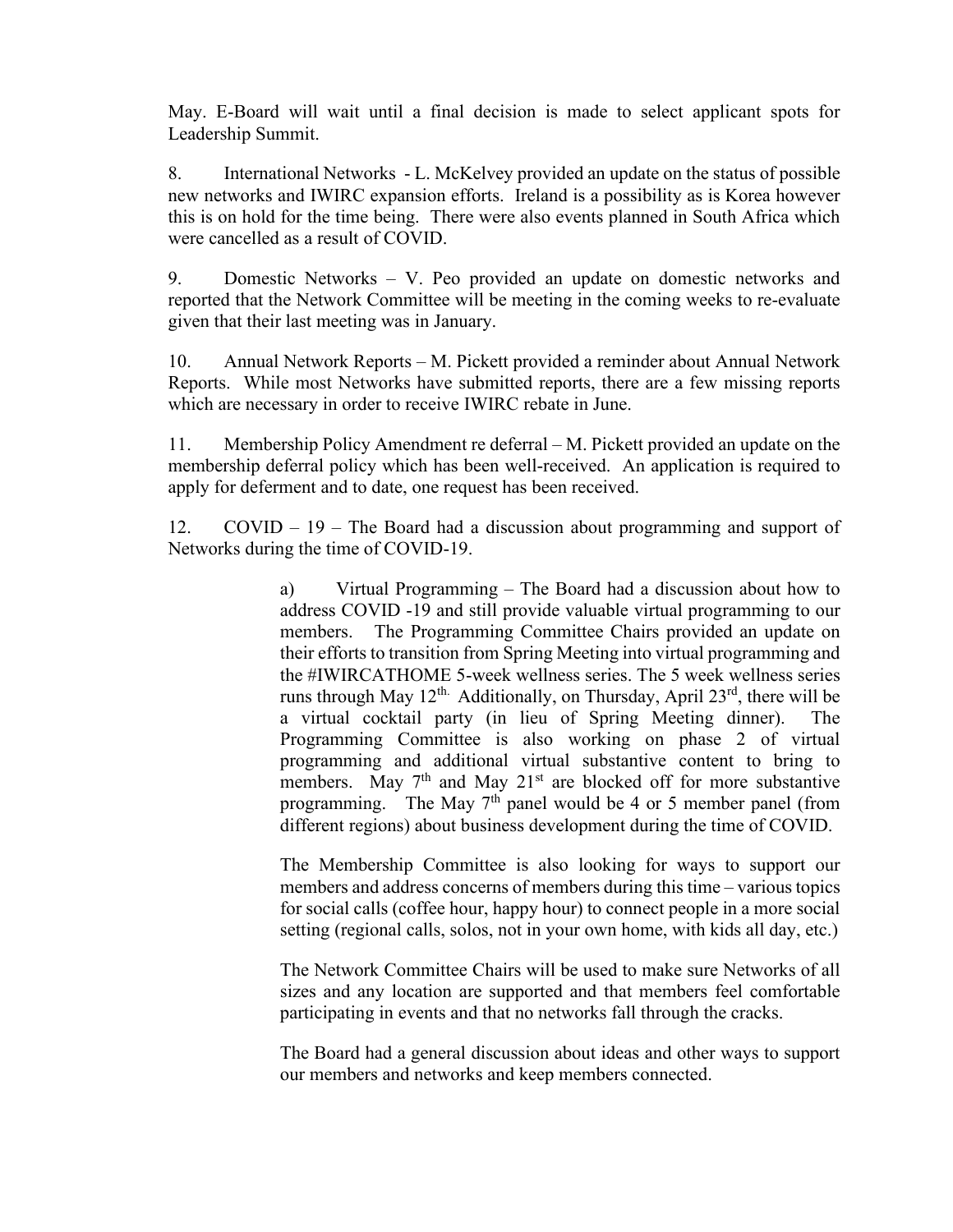May. E-Board will wait until a final decision is made to select applicant spots for Leadership Summit.

8. International Networks - L. McKelvey provided an update on the status of possible new networks and IWIRC expansion efforts. Ireland is a possibility as is Korea however this is on hold for the time being. There were also events planned in South Africa which were cancelled as a result of COVID.

9. Domestic Networks – V. Peo provided an update on domestic networks and reported that the Network Committee will be meeting in the coming weeks to re-evaluate given that their last meeting was in January.

10. Annual Network Reports – M. Pickett provided a reminder about Annual Network Reports. While most Networks have submitted reports, there are a few missing reports which are necessary in order to receive IWIRC rebate in June.

11. Membership Policy Amendment re deferral – M. Pickett provided an update on the membership deferral policy which has been well-received. An application is required to apply for deferment and to date, one request has been received.

12. COVID – 19 – The Board had a discussion about programming and support of Networks during the time of COVID-19.

> a) Virtual Programming – The Board had a discussion about how to address COVID -19 and still provide valuable virtual programming to our members. The Programming Committee Chairs provided an update on their efforts to transition from Spring Meeting into virtual programming and the #IWIRCATHOME 5-week wellness series. The 5 week wellness series runs through May 12th. Additionally, on Thursday, April 23rd, there will be a virtual cocktail party (in lieu of Spring Meeting dinner). The Programming Committee is also working on phase 2 of virtual programming and additional virtual substantive content to bring to members. May 7th and May 21st are blocked off for more substantive programming. The May 7th panel would be 4 or 5 member panel (from different regions) about business development during the time of COVID.
>
> The Membership Committee is also looking for ways to support our members and address concerns of members during this time – various topics for social calls (coffee hour, happy hour) to connect people in a more social setting (regional calls, solos, not in your own home, with kids all day, etc.)
>
> The Network Committee Chairs will be used to make sure Networks of all sizes and any location are supported and that members feel comfortable participating in events and that no networks fall through the cracks.
>
> The Board had a general discussion about ideas and other ways to support our members and networks and keep members connected.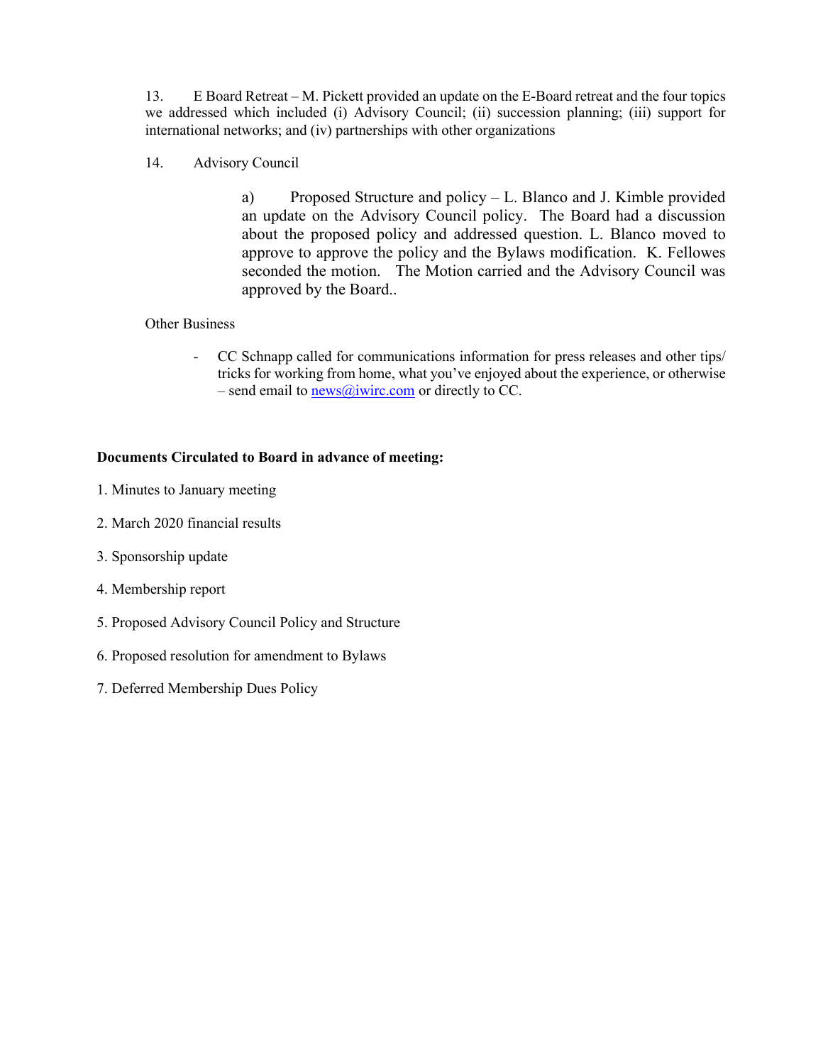13. E Board Retreat – M. Pickett provided an update on the E-Board retreat and the four topics we addressed which included (i) Advisory Council; (ii) succession planning; (iii) support for international networks; and (iv) partnerships with other organizations

14. Advisory Council

   a) Proposed Structure and policy – L. Blanco and J. Kimble provided an update on the Advisory Council policy. The Board had a discussion about the proposed policy and addressed question. L. Blanco moved to approve to approve the policy and the Bylaws modification. K. Fellowes seconded the motion. The Motion carried and the Advisory Council was approved by the Board..

Other Business

- CC Schnapp called for communications information for press releases and other tips/ tricks for working from home, what you've enjoyed about the experience, or otherwise – send email to news@iwirc.com or directly to CC.

**Documents Circulated to Board in advance of meeting:**

1. Minutes to January meeting

2. March 2020 financial results

3. Sponsorship update

4. Membership report

5. Proposed Advisory Council Policy and Structure

6. Proposed resolution for amendment to Bylaws

7. Deferred Membership Dues Policy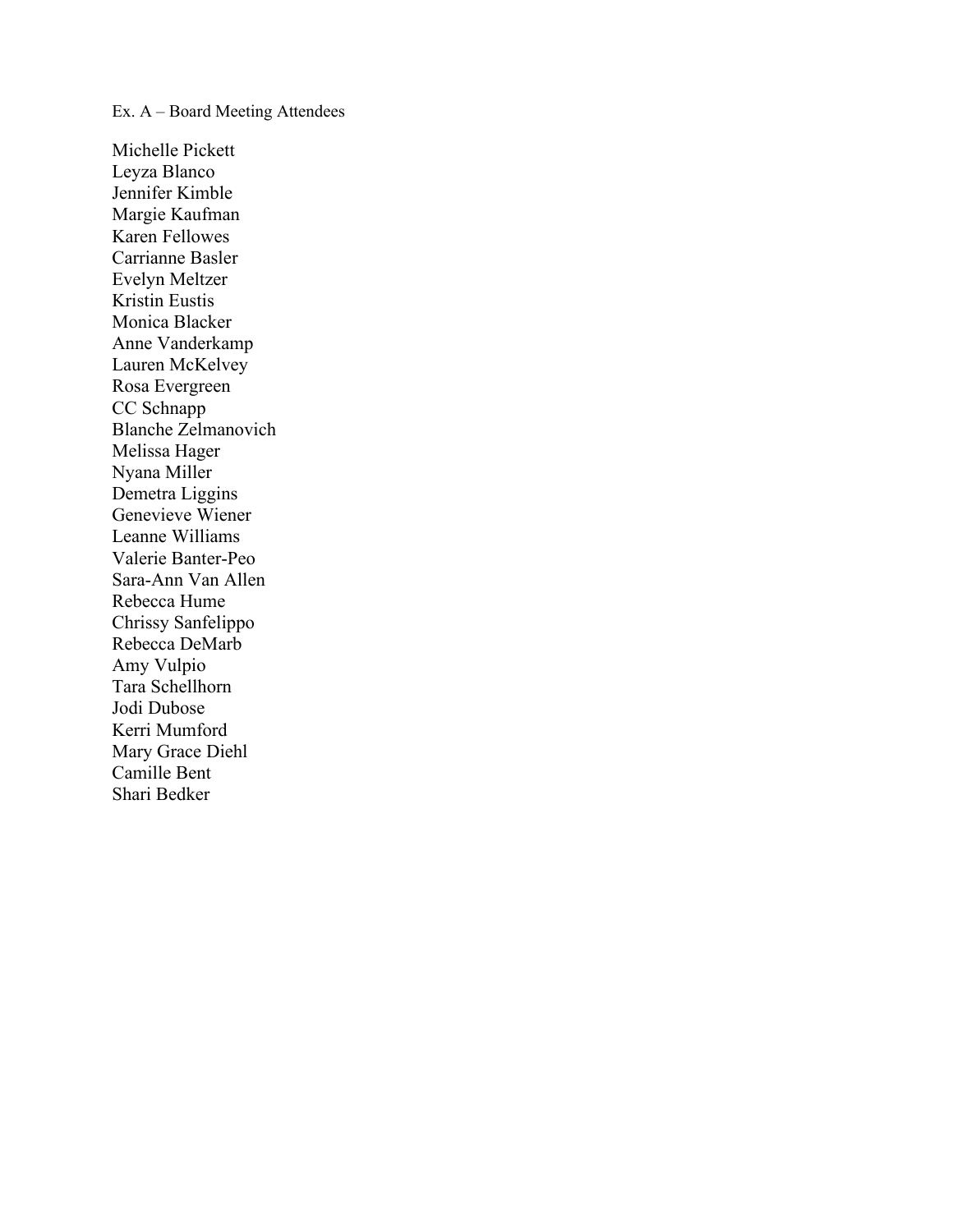Ex. A – Board Meeting Attendees

Michelle Pickett
Leyza Blanco
Jennifer Kimble
Margie Kaufman
Karen Fellowes
Carrianne Basler
Evelyn Meltzer
Kristin Eustis
Monica Blacker
Anne Vanderkamp
Lauren McKelvey
Rosa Evergreen
CC Schnapp
Blanche Zelmanovich
Melissa Hager
Nyana Miller
Demetra Liggins
Genevieve Wiener
Leanne Williams
Valerie Banter-Peo
Sara-Ann Van Allen
Rebecca Hume
Chrissy Sanfelippo
Rebecca DeMarb
Amy Vulpio
Tara Schellhorn
Jodi Dubose
Kerri Mumford
Mary Grace Diehl
Camille Bent
Shari Bedker